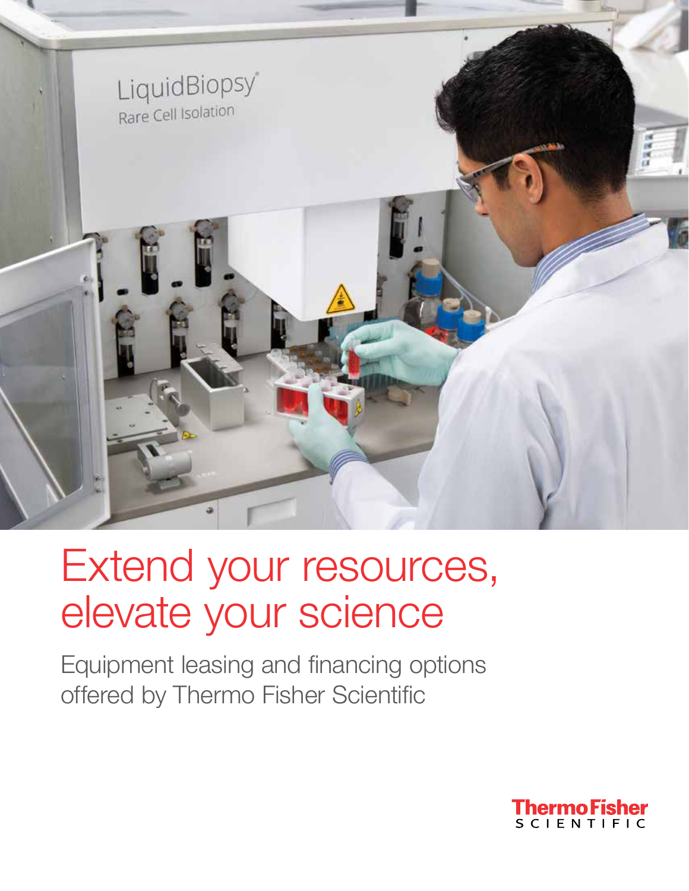# Extend your resources, elevate your science

Equipment leasing and financing options offered by Thermo Fisher Scientific

Thermo Fisher SCIENTIFIC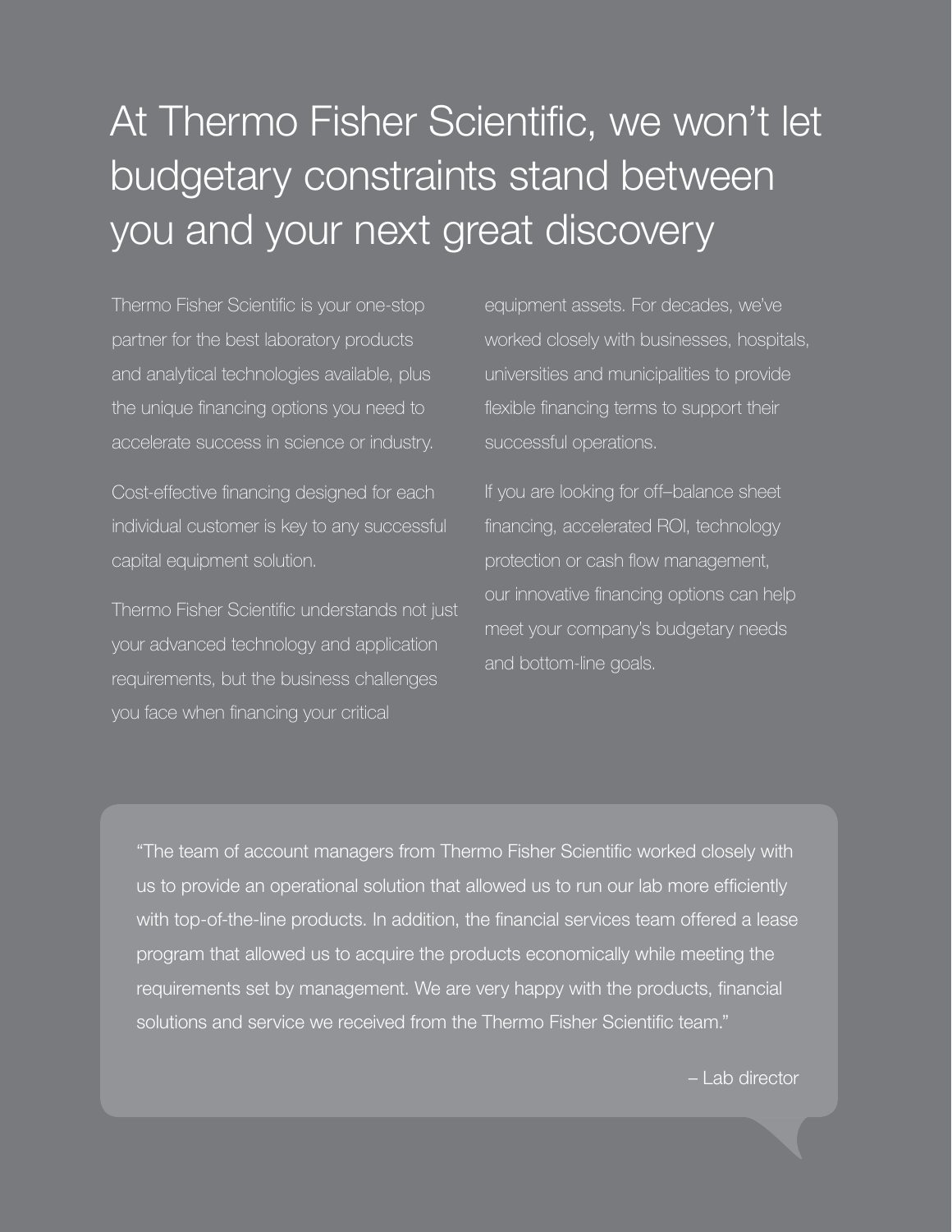# At Thermo Fisher Scientific, we won't let budgetary constraints stand between you and your next great discovery

Thermo Fisher Scientific is your one-stop partner for the best laboratory products and analytical technologies available, plus the unique financing options you need to accelerate success in science or industry.

Cost-effective financing designed for each individual customer is key to any successful capital equipment solution.

Thermo Fisher Scientific understands not just your advanced technology and application requirements, but the business challenges you face when financing your critical equipment assets. For decades, we've worked closely with businesses, hospitals, universities and municipalities to provide flexible financing terms to support their successful operations.

If you are looking for off–balance sheet financing, accelerated ROI, technology protection or cash flow management, our innovative financing options can help meet your company's budgetary needs and bottom-line goals.

> "The team of account managers from Thermo Fisher Scientific worked closely with us to provide an operational solution that allowed us to run our lab more efficiently with top-of-the-line products. In addition, the financial services team offered a lease program that allowed us to acquire the products economically while meeting the requirements set by management. We are very happy with the products, financial solutions and service we received from the Thermo Fisher Scientific team."
>
> – Lab director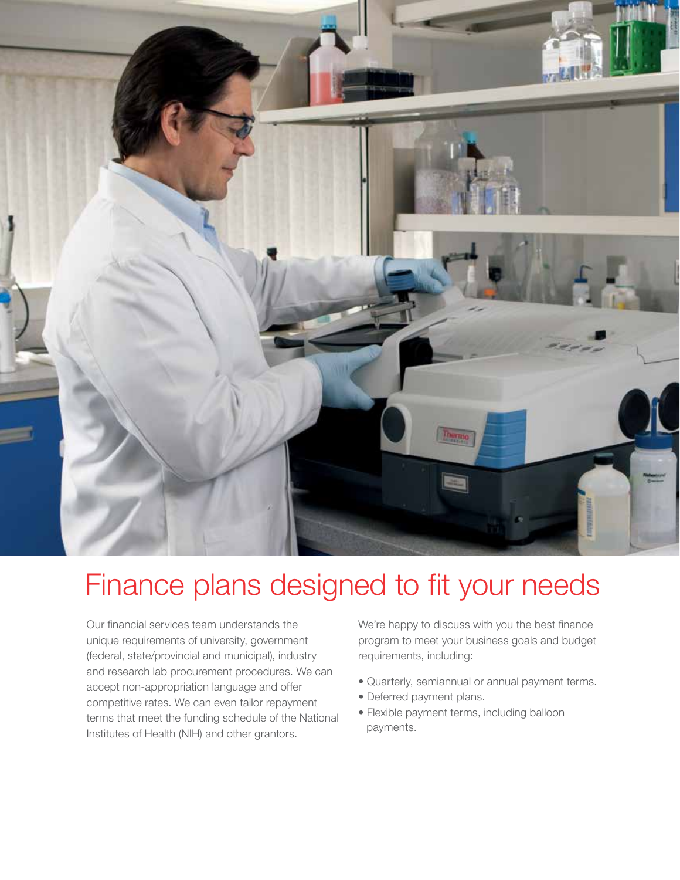# Finance plans designed to fit your needs

Our financial services team understands the unique requirements of university, government (federal, state/provincial and municipal), industry and research lab procurement procedures. We can accept non-appropriation language and offer competitive rates. We can even tailor repayment terms that meet the funding schedule of the National Institutes of Health (NIH) and other grantors.

We're happy to discuss with you the best finance program to meet your business goals and budget requirements, including:

- Quarterly, semiannual or annual payment terms.
- Deferred payment plans.
- Flexible payment terms, including balloon payments.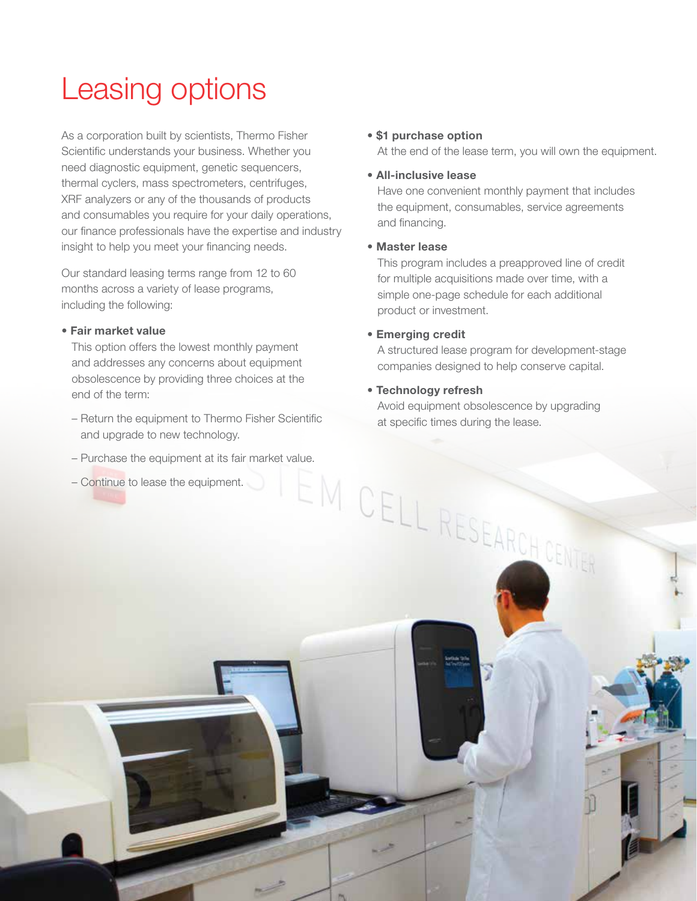# Leasing options

As a corporation built by scientists, Thermo Fisher Scientific understands your business. Whether you need diagnostic equipment, genetic sequencers, thermal cyclers, mass spectrometers, centrifuges, XRF analyzers or any of the thousands of products and consumables you require for your daily operations, our finance professionals have the expertise and industry insight to help you meet your financing needs.

Our standard leasing terms range from 12 to 60 months across a variety of lease programs, including the following:

- **Fair market value**
  This option offers the lowest monthly payment and addresses any concerns about equipment obsolescence by providing three choices at the end of the term:
  - Return the equipment to Thermo Fisher Scientific and upgrade to new technology.
  - Purchase the equipment at its fair market value.
  - Continue to lease the equipment.
- **$1 purchase option**
  At the end of the lease term, you will own the equipment.
- **All-inclusive lease**
  Have one convenient monthly payment that includes the equipment, consumables, service agreements and financing.
- **Master lease**
  This program includes a preapproved line of credit for multiple acquisitions made over time, with a simple one-page schedule for each additional product or investment.
- **Emerging credit**
  A structured lease program for development-stage companies designed to help conserve capital.
- **Technology refresh**
  Avoid equipment obsolescence by upgrading at specific times during the lease.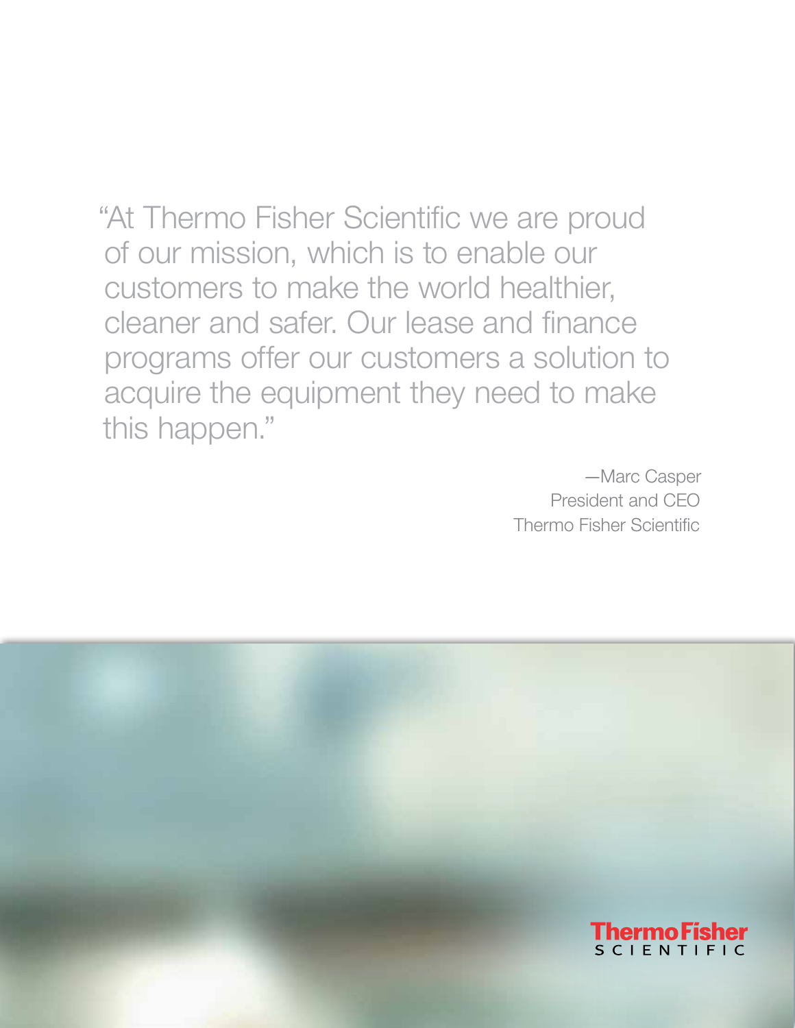"At Thermo Fisher Scientific we are proud of our mission, which is to enable our customers to make the world healthier, cleaner and safer. Our lease and finance programs offer our customers a solution to acquire the equipment they need to make this happen."

—Marc Casper
President and CEO
Thermo Fisher Scientific

Thermo Fisher
SCIENTIFIC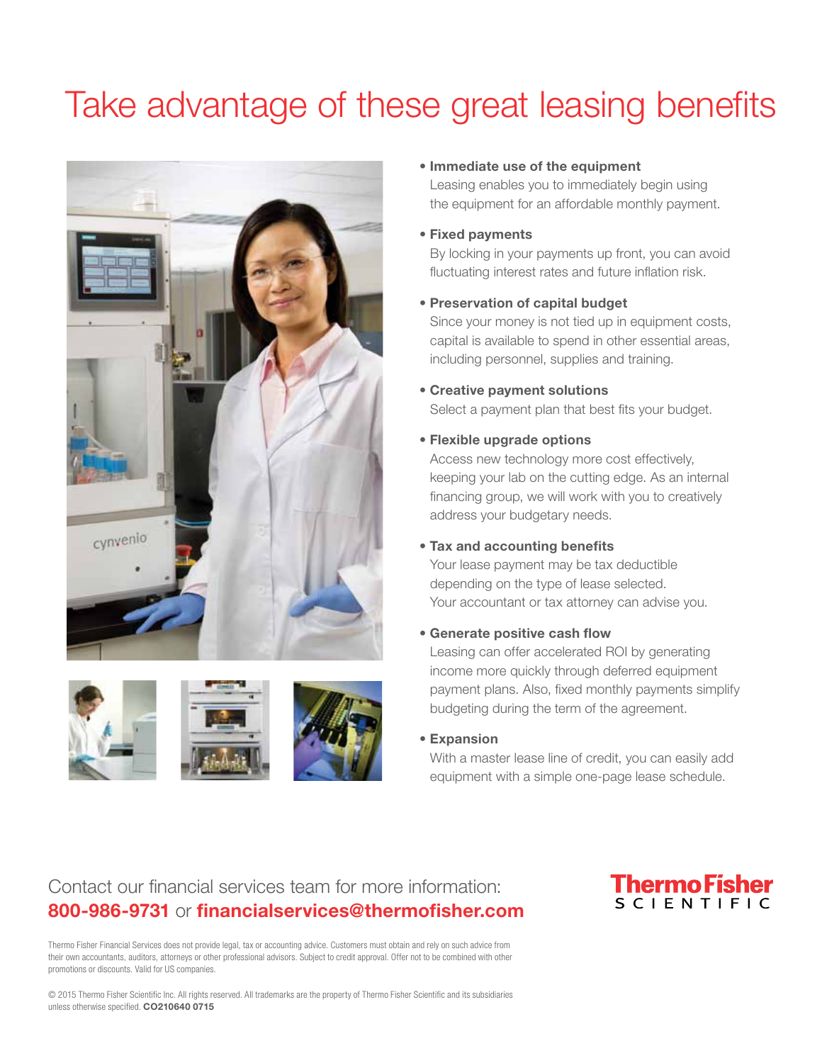# Take advantage of these great leasing benefits

- **Immediate use of the equipment**
  Leasing enables you to immediately begin using the equipment for an affordable monthly payment.

- **Fixed payments**
  By locking in your payments up front, you can avoid fluctuating interest rates and future inflation risk.

- **Preservation of capital budget**
  Since your money is not tied up in equipment costs, capital is available to spend in other essential areas, including personnel, supplies and training.

- **Creative payment solutions**
  Select a payment plan that best fits your budget.

- **Flexible upgrade options**
  Access new technology more cost effectively, keeping your lab on the cutting edge. As an internal financing group, we will work with you to creatively address your budgetary needs.

- **Tax and accounting benefits**
  Your lease payment may be tax deductible depending on the type of lease selected. Your accountant or tax attorney can advise you.

- **Generate positive cash flow**
  Leasing can offer accelerated ROI by generating income more quickly through deferred equipment payment plans. Also, fixed monthly payments simplify budgeting during the term of the agreement.

- **Expansion**
  With a master lease line of credit, you can easily add equipment with a simple one-page lease schedule.

Contact our financial services team for more information:
**800-986-9731** or **financialservices@thermofisher.com**

Thermo Fisher SCIENTIFIC

Thermo Fisher Financial Services does not provide legal, tax or accounting advice. Customers must obtain and rely on such advice from their own accountants, auditors, attorneys or other professional advisors. Subject to credit approval. Offer not to be combined with other promotions or discounts. Valid for US companies.

© 2015 Thermo Fisher Scientific Inc. All rights reserved. All trademarks are the property of Thermo Fisher Scientific and its subsidiaries unless otherwise specified. **CO210640 0715**